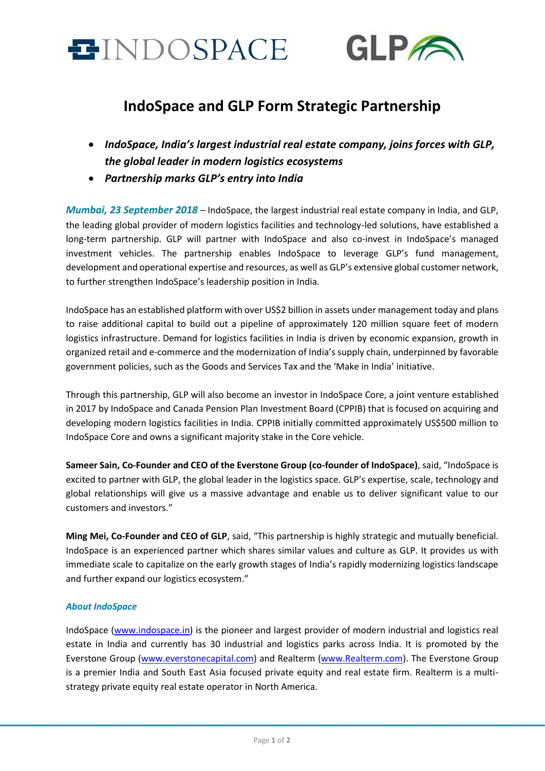# IndoSpace and GLP Form Strategic Partnership

- ***IndoSpace, India's largest industrial real estate company, joins forces with GLP, the global leader in modern logistics ecosystems***
- ***Partnership marks GLP's entry into India***

***Mumbai, 23 September 2018*** – IndoSpace, the largest industrial real estate company in India, and GLP, the leading global provider of modern logistics facilities and technology-led solutions, have established a long-term partnership. GLP will partner with IndoSpace and also co-invest in IndoSpace's managed investment vehicles. The partnership enables IndoSpace to leverage GLP's fund management, development and operational expertise and resources, as well as GLP's extensive global customer network, to further strengthen IndoSpace's leadership position in India.

IndoSpace has an established platform with over US$2 billion in assets under management today and plans to raise additional capital to build out a pipeline of approximately 120 million square feet of modern logistics infrastructure. Demand for logistics facilities in India is driven by economic expansion, growth in organized retail and e-commerce and the modernization of India's supply chain, underpinned by favorable government policies, such as the Goods and Services Tax and the 'Make in India' initiative.

Through this partnership, GLP will also become an investor in IndoSpace Core, a joint venture established in 2017 by IndoSpace and Canada Pension Plan Investment Board (CPPIB) that is focused on acquiring and developing modern logistics facilities in India. CPPIB initially committed approximately US$500 million to IndoSpace Core and owns a significant majority stake in the Core vehicle.

**Sameer Sain, Co-Founder and CEO of the Everstone Group (co-founder of IndoSpace)**, said, "IndoSpace is excited to partner with GLP, the global leader in the logistics space. GLP's expertise, scale, technology and global relationships will give us a massive advantage and enable us to deliver significant value to our customers and investors."

**Ming Mei, Co-Founder and CEO of GLP**, said, "This partnership is highly strategic and mutually beneficial. IndoSpace is an experienced partner which shares similar values and culture as GLP. It provides us with immediate scale to capitalize on the early growth stages of India's rapidly modernizing logistics landscape and further expand our logistics ecosystem."

### *About IndoSpace*

IndoSpace (www.indospace.in) is the pioneer and largest provider of modern industrial and logistics real estate in India and currently has 30 industrial and logistics parks across India. It is promoted by the Everstone Group (www.everstonecapital.com) and Realterm (www.Realterm.com). The Everstone Group is a premier India and South East Asia focused private equity and real estate firm. Realterm is a multi-strategy private equity real estate operator in North America.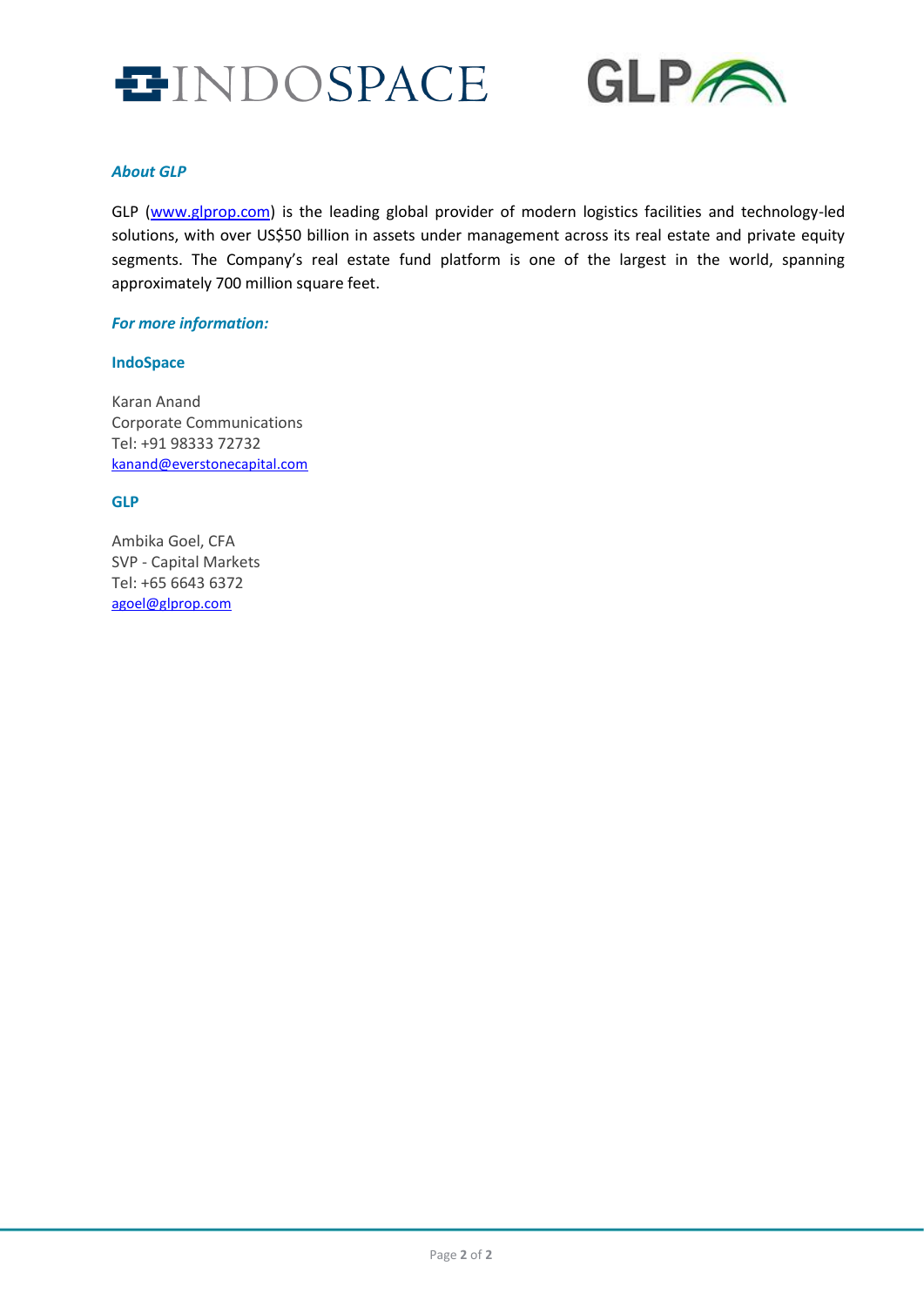### *About GLP*

GLP (www.glprop.com) is the leading global provider of modern logistics facilities and technology-led solutions, with over US$50 billion in assets under management across its real estate and private equity segments. The Company's real estate fund platform is one of the largest in the world, spanning approximately 700 million square feet.

### *For more information:*

**IndoSpace**

Karan Anand
Corporate Communications
Tel: +91 98333 72732
kanand@everstonecapital.com

**GLP**

Ambika Goel, CFA
SVP - Capital Markets
Tel: +65 6643 6372
agoel@glprop.com